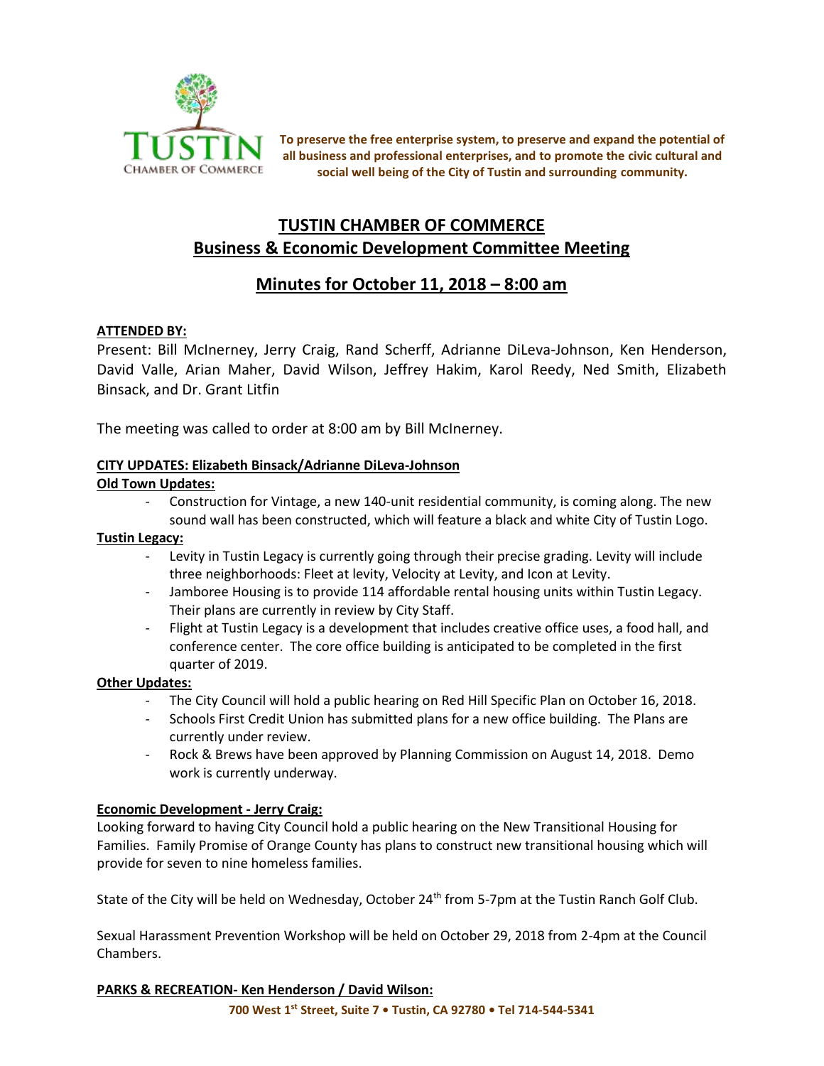TUSTIN CHAMBER OF COMMERCE

**To preserve the free enterprise system, to preserve and expand the potential of all business and professional enterprises, and to promote the civic cultural and social well being of the City of Tustin and surrounding community.**

# TUSTIN CHAMBER OF COMMERCE
## Business & Economic Development Committee Meeting

## Minutes for October 11, 2018 – 8:00 am

**ATTENDED BY:**

Present: Bill McInerney, Jerry Craig, Rand Scherff, Adrianne DiLeva-Johnson, Ken Henderson, David Valle, Arian Maher, David Wilson, Jeffrey Hakim, Karol Reedy, Ned Smith, Elizabeth Binsack, and Dr. Grant Litfin

The meeting was called to order at 8:00 am by Bill McInerney.

**CITY UPDATES: Elizabeth Binsack/Adrianne DiLeva-Johnson**

**Old Town Updates:**

- Construction for Vintage, a new 140-unit residential community, is coming along. The new sound wall has been constructed, which will feature a black and white City of Tustin Logo.

**Tustin Legacy:**

- Levity in Tustin Legacy is currently going through their precise grading. Levity will include three neighborhoods: Fleet at levity, Velocity at Levity, and Icon at Levity.
- Jamboree Housing is to provide 114 affordable rental housing units within Tustin Legacy. Their plans are currently in review by City Staff.
- Flight at Tustin Legacy is a development that includes creative office uses, a food hall, and conference center. The core office building is anticipated to be completed in the first quarter of 2019.

**Other Updates:**

- The City Council will hold a public hearing on Red Hill Specific Plan on October 16, 2018.
- Schools First Credit Union has submitted plans for a new office building. The Plans are currently under review.
- Rock & Brews have been approved by Planning Commission on August 14, 2018. Demo work is currently underway.

**Economic Development - Jerry Craig:**

Looking forward to having City Council hold a public hearing on the New Transitional Housing for Families. Family Promise of Orange County has plans to construct new transitional housing which will provide for seven to nine homeless families.

State of the City will be held on Wednesday, October 24th from 5-7pm at the Tustin Ranch Golf Club.

Sexual Harassment Prevention Workshop will be held on October 29, 2018 from 2-4pm at the Council Chambers.

**PARKS & RECREATION- Ken Henderson / David Wilson:**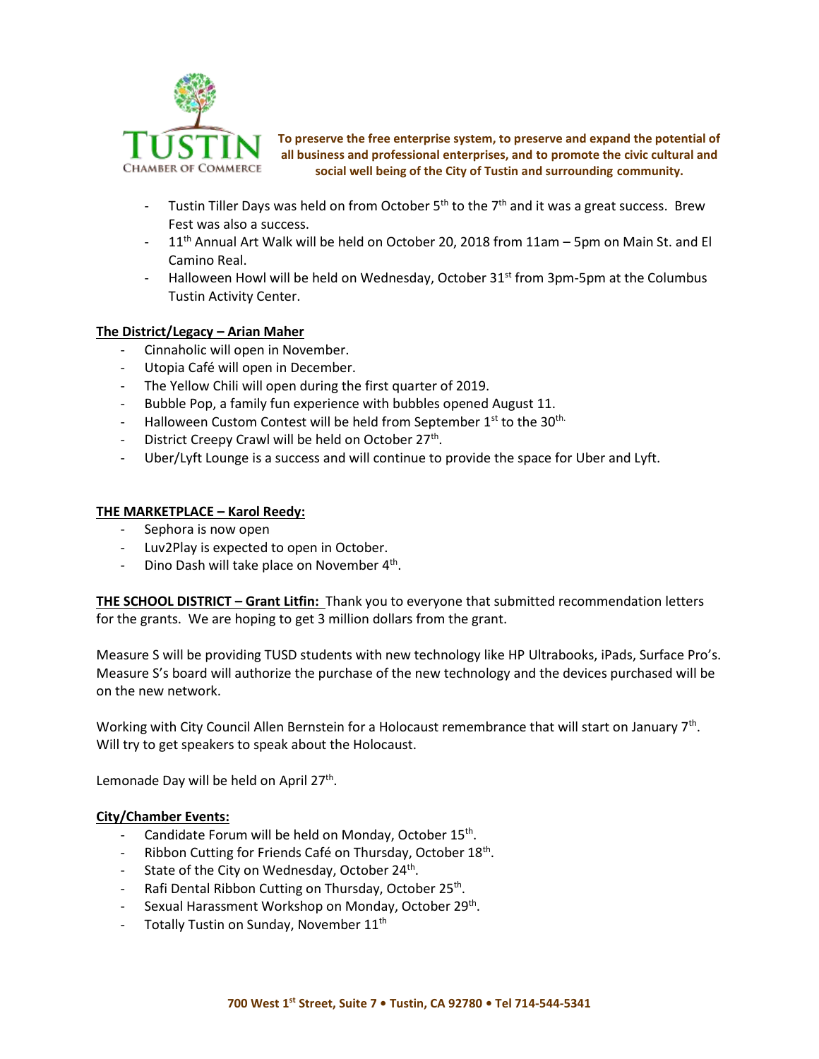**To preserve the free enterprise system, to preserve and expand the potential of all business and professional enterprises, and to promote the civic cultural and social well being of the City of Tustin and surrounding community.**

- Tustin Tiller Days was held on from October 5th to the 7th and it was a great success. Brew Fest was also a success.
- 11th Annual Art Walk will be held on October 20, 2018 from 11am – 5pm on Main St. and El Camino Real.
- Halloween Howl will be held on Wednesday, October 31st from 3pm-5pm at the Columbus Tustin Activity Center.

**The District/Legacy – Arian Maher**

- Cinnaholic will open in November.
- Utopia Café will open in December.
- The Yellow Chili will open during the first quarter of 2019.
- Bubble Pop, a family fun experience with bubbles opened August 11.
- Halloween Custom Contest will be held from September 1st to the 30th.
- District Creepy Crawl will be held on October 27th.
- Uber/Lyft Lounge is a success and will continue to provide the space for Uber and Lyft.

**THE MARKETPLACE – Karol Reedy:**

- Sephora is now open
- Luv2Play is expected to open in October.
- Dino Dash will take place on November 4th.

**THE SCHOOL DISTRICT – Grant Litfin:** Thank you to everyone that submitted recommendation letters for the grants. We are hoping to get 3 million dollars from the grant.

Measure S will be providing TUSD students with new technology like HP Ultrabooks, iPads, Surface Pro's. Measure S's board will authorize the purchase of the new technology and the devices purchased will be on the new network.

Working with City Council Allen Bernstein for a Holocaust remembrance that will start on January 7th. Will try to get speakers to speak about the Holocaust.

Lemonade Day will be held on April 27th.

**City/Chamber Events:**

- Candidate Forum will be held on Monday, October 15th.
- Ribbon Cutting for Friends Café on Thursday, October 18th.
- State of the City on Wednesday, October 24th.
- Rafi Dental Ribbon Cutting on Thursday, October 25th.
- Sexual Harassment Workshop on Monday, October 29th.
- Totally Tustin on Sunday, November 11th

**700 West 1st Street, Suite 7 • Tustin, CA 92780 • Tel 714-544-5341**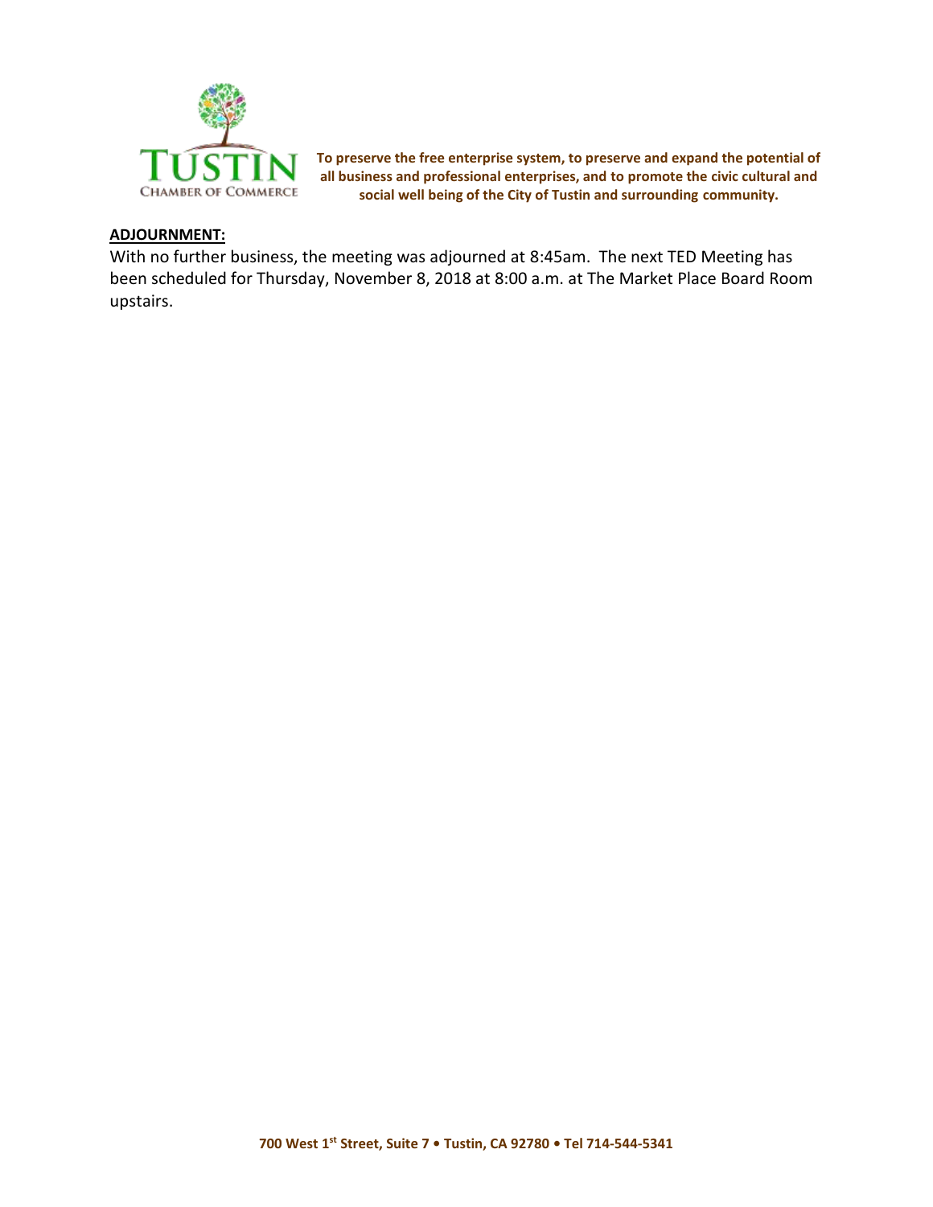To preserve the free enterprise system, to preserve and expand the potential of all business and professional enterprises, and to promote the civic cultural and social well being of the City of Tustin and surrounding community.

**ADJOURNMENT:**

With no further business, the meeting was adjourned at 8:45am. The next TED Meeting has been scheduled for Thursday, November 8, 2018 at 8:00 a.m. at The Market Place Board Room upstairs.